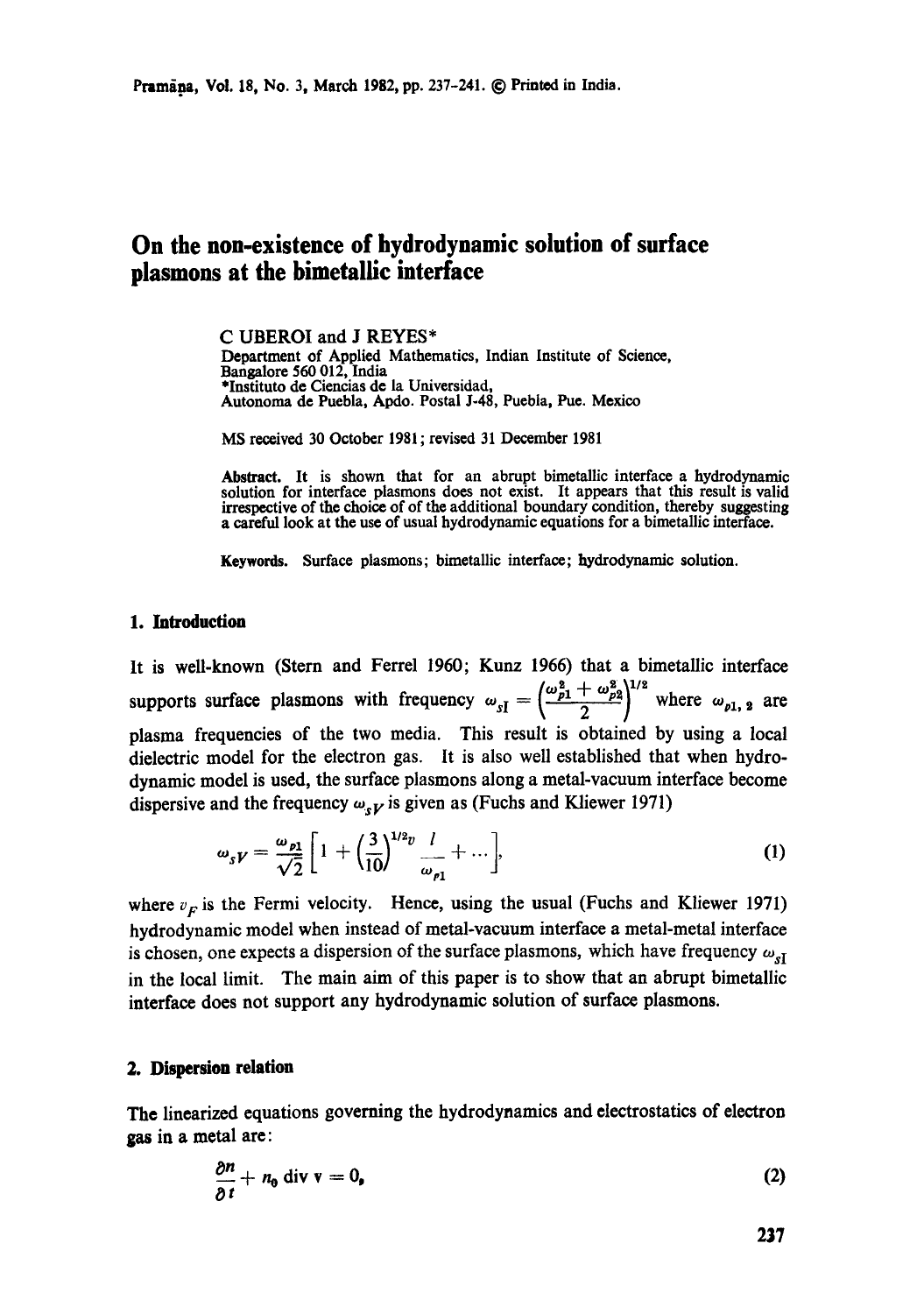# On the non-existence of hydrodynamic solution of surface plasmons at the bimetallic interface

C UBEROI and J REYES*

Department of Applied Mathematics, Indian Institute of Science, Bangalore 560 012, India

*Instituto de Ciencias de la Universidad, Autonoma de Puebla, Apdo. Postal J-48, Puebla, Pue. Mexico

MS received 30 October 1981; revised 31 December 1981

**Abstract.** It is shown that for an abrupt bimetallic interface a hydrodynamic solution for interface plasmons does not exist. It appears that this result is valid irrespective of the choice of of the additional boundary condition, thereby suggesting a careful look at the use of usual hydrodynamic equations for a bimetallic interface.

**Keywords.** Surface plasmons; bimetallic interface; hydrodynamic solution.

## 1. Introduction

It is well-known (Stern and Ferrel 1960; Kunz 1966) that a bimetallic interface supports surface plasmons with frequency $\omega_{sI} = \left(\frac{\omega_{p1}^2 + \omega_{p2}^2}{2}\right)^{1/2}$ where $\omega_{p1,2}$ are plasma frequencies of the two media. This result is obtained by using a local dielectric model for the electron gas. It is also well established that when hydrodynamic model is used, the surface plasmons along a metal-vacuum interface become dispersive and the frequency $\omega_{sV}$ is given as (Fuchs and Kliewer 1971)

$$\omega_{sV} = \frac{\omega_{p1}}{\sqrt{2}}\left[1 + \left(\frac{3}{10}\right)^{1/2} \frac{v\ l}{\omega_{p1}} + \dots\right], \tag{1}$$

where $v_F$ is the Fermi velocity. Hence, using the usual (Fuchs and Kliewer 1971) hydrodynamic model when instead of metal-vacuum interface a metal-metal interface is chosen, one expects a dispersion of the surface plasmons, which have frequency $\omega_{sI}$ in the local limit. The main aim of this paper is to show that an abrupt bimetallic interface does not support any hydrodynamic solution of surface plasmons.

## 2. Dispersion relation

The linearized equations governing the hydrodynamics and electrostatics of electron gas in a metal are:

$$\frac{\partial n}{\partial t} + n_0 \operatorname{div} \mathbf{v} = 0, \tag{2}$$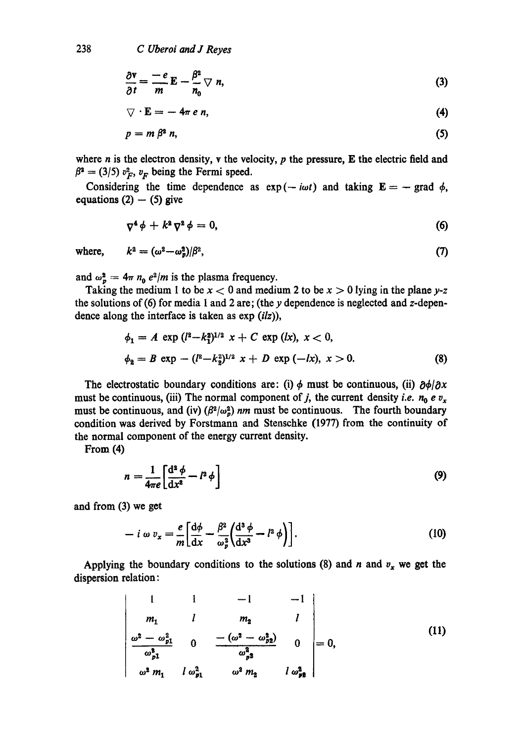$$\frac{\partial \mathbf{v}}{\partial t} = \frac{-e}{m}\mathbf{E} - \frac{\beta^2}{n_0}\nabla n, \tag{3}$$

$$\nabla \cdot \mathbf{E} = -4\pi e n, \tag{4}$$

$$p = m\beta^2 n, \tag{5}$$

where $n$ is the electron density, $\mathbf{v}$ the velocity, $p$ the pressure, $\mathbf{E}$ the electric field and $\beta^2 = (3/5)\, v_F^2$, $v_F$ being the Fermi speed.

Considering the time dependence as $\exp(-i\omega t)$ and taking $\mathbf{E} = -\text{grad}\,\phi$, equations (2) — (5) give

$$\nabla^4 \phi + k^2 \nabla^2 \phi = 0, \tag{6}$$

where,
$$k^2 = (\omega^2 - \omega_p^2)/\beta^2, \tag{7}$$

and $\omega_p^2 = 4\pi n_0 e^2/m$ is the plasma frequency.

Taking the medium 1 to be $x < 0$ and medium 2 to be $x > 0$ lying in the plane $y$-$z$ the solutions of (6) for media 1 and 2 are; (the $y$ dependence is neglected and $z$-dependence along the interface is taken as $\exp(ilz)$),

$$\phi_1 = A \exp (l^2 - k_1^2)^{1/2}\, x + C \exp(lx), \; x < 0,$$

$$\phi_2 = B \exp - (l^2 - k_2^2)^{1/2}\, x + D \exp(-lx), \; x > 0. \tag{8}$$

The electrostatic boundary conditions are: (i) $\phi$ must be continuous, (ii) $\partial\phi/\partial x$ must be continuous, (iii) The normal component of $j$, the current density *i.e.* $n_0 e v_x$ must be continuous, and (iv) $(\beta^2/\omega_p^2)\, nm$ must be continuous. The fourth boundary condition was derived by Forstmann and Stenschke (1977) from the continuity of the normal component of the energy current density.

From (4)

$$n = \frac{1}{4\pi e}\left[\frac{d^2\phi}{dx^2} - l^2 \phi\right] \tag{9}$$

and from (3) we get

$$-i\omega v_x = \frac{e}{m}\left[\frac{d\phi}{dx} - \frac{\beta^2}{\omega_p^2}\left(\frac{d^3\phi}{dx^3} - l^2\phi\right)\right]. \tag{10}$$

Applying the boundary conditions to the solutions (8) and $n$ and $v_x$ we get the dispersion relation:

$$\begin{vmatrix} 1 & 1 & -1 & -1 \\ m_1 & l & m_2 & l \\ \dfrac{\omega^2 - \omega_{p1}^2}{\omega_{p1}^2} & 0 & \dfrac{-(\omega^2 - \omega_{p2}^2)}{\omega_{p2}^2} & 0 \\ \omega^2 m_1 & l\,\omega_{p1}^2 & \omega^2 m_2 & l\,\omega_{p2}^2 \end{vmatrix} = 0, \tag{11}$$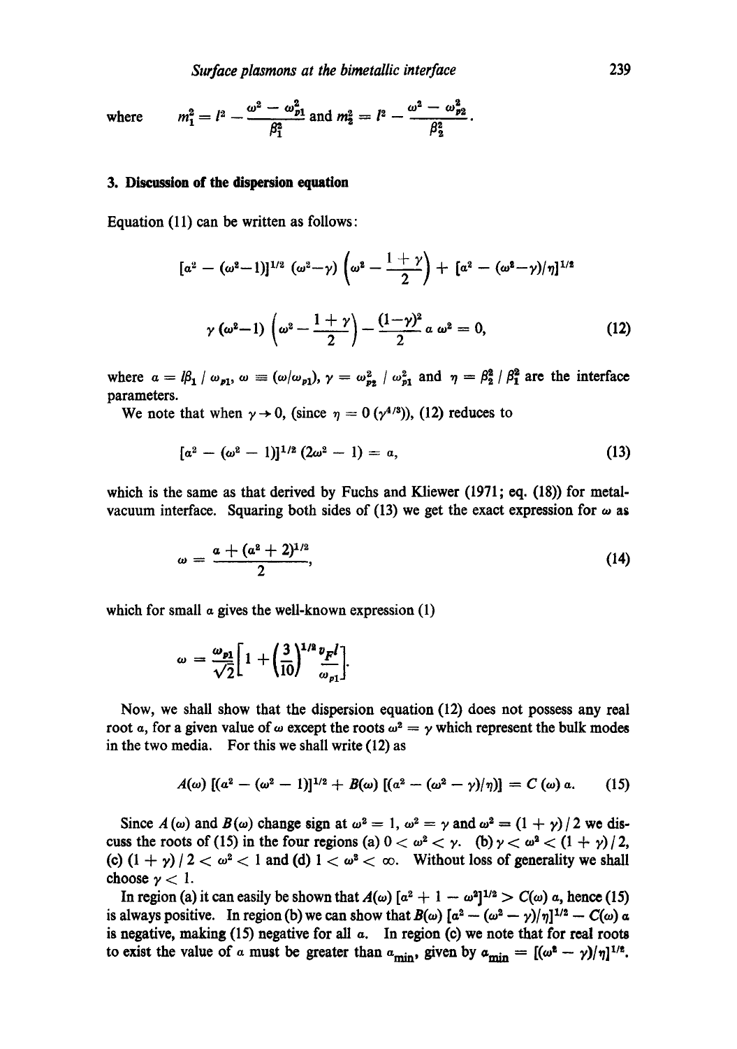where $m_1^2 = l^2 - \dfrac{\omega^2 - \omega_{p1}^2}{\beta_1^2}$ and $m_2^2 = l^2 - \dfrac{\omega^2 - \omega_{p2}^2}{\beta_2^2}$.

## 3. Discussion of the dispersion equation

Equation (11) can be written as follows:

$$[a^2 - (\omega^2 - 1)]^{1/2} (\omega^2 - \gamma) \left(\omega^2 - \frac{1+\gamma}{2}\right) + [a^2 - (\omega^2 - \gamma)/\eta]^{1/2}$$

$$\gamma (\omega^2 - 1) \left(\omega^2 - \frac{1+\gamma}{2}\right) - \frac{(1-\gamma)^2}{2} a\, \omega^2 = 0, \tag{12}$$

where $a = l\beta_1 / \omega_{p1}$, $\omega \equiv (\omega/\omega_{p1})$, $\gamma = \omega_{p2}^2 / \omega_{p1}^2$ and $\eta = \beta_2^2 / \beta_1^2$ are the interface parameters.

We note that when $\gamma \to 0$, (since $\eta = 0\,(\gamma^{4/3})$), (12) reduces to

$$[a^2 - (\omega^2 - 1)]^{1/2} (2\omega^2 - 1) = a, \tag{13}$$

which is the same as that derived by Fuchs and Kliewer (1971; eq. (18)) for metal-vacuum interface. Squaring both sides of (13) we get the exact expression for $\omega$ as

$$\omega = \frac{a + (a^2 + 2)^{1/2}}{2}, \tag{14}$$

which for small $a$ gives the well-known expression (1)

$$\omega = \frac{\omega_{p1}}{\sqrt{2}} \left[ 1 + \left(\frac{3}{10}\right)^{1/2} \frac{v_F l}{\omega_{p1}} \right].$$

Now, we shall show that the dispersion equation (12) does not possess any real root $a$, for a given value of $\omega$ except the roots $\omega^2 = \gamma$ which represent the bulk modes in the two media. For this we shall write (12) as

$$A(\omega)\,[(a^2 - (\omega^2 - 1)]^{1/2} + B(\omega)\,[(a^2 - (\omega^2 - \gamma)/\eta)] = C(\omega)\, a. \tag{15}$$

Since $A(\omega)$ and $B(\omega)$ change sign at $\omega^2 = 1$, $\omega^2 = \gamma$ and $\omega^2 = (1+\gamma)/2$ we discuss the roots of (15) in the four regions (a) $0 < \omega^2 < \gamma$. (b) $\gamma < \omega^2 < (1+\gamma)/2$, (c) $(1+\gamma)/2 < \omega^2 < 1$ and (d) $1 < \omega^2 < \infty$. Without loss of generality we shall choose $\gamma < 1$.

In region (a) it can easily be shown that $A(\omega)\,[a^2 + 1 - \omega^2]^{1/2} > C(\omega)\, a$, hence (15) is always positive. In region (b) we can show that $B(\omega)\,[a^2 - (\omega^2 - \gamma)/\eta]^{1/2} - C(\omega)\, a$ is negative, making (15) negative for all $a$. In region (c) we note that for real roots to exist the value of $a$ must be greater than $a_{\min}$, given by $a_{\min} = [(\omega^2 - \gamma)/\eta]^{1/2}$.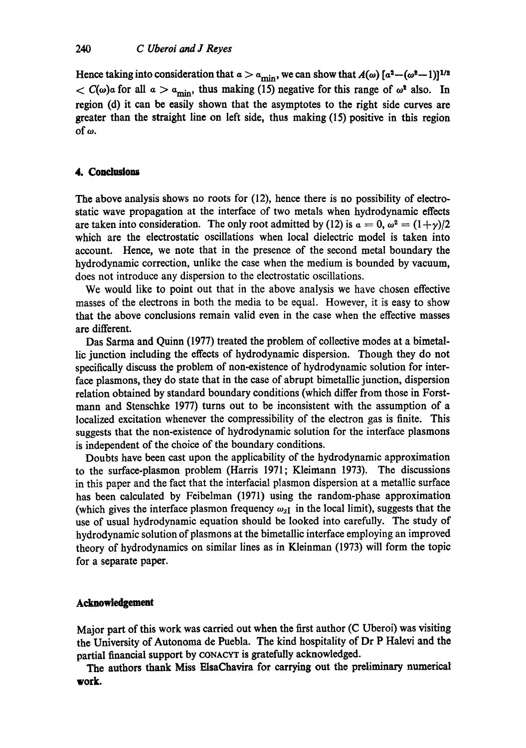Hence taking into consideration that $a > a_{\min}$, we can show that $A(\omega) [a^2-(\omega^2-1)]^{1/2} < C(\omega)a$ for all $a > a_{\min}$, thus making (15) negative for this range of $\omega^2$ also. In region (d) it can be easily shown that the asymptotes to the right side curves are greater than the straight line on left side, thus making (15) positive in this region of $\omega$.

## 4. Conclusions

The above analysis shows no roots for (12), hence there is no possibility of electrostatic wave propagation at the interface of two metals when hydrodynamic effects are taken into consideration. The only root admitted by (12) is $a = 0$, $\omega^2 = (1+\gamma)/2$ which are the electrostatic oscillations when local dielectric model is taken into account. Hence, we note that in the presence of the second metal boundary the hydrodynamic correction, unlike the case when the medium is bounded by vacuum, does not introduce any dispersion to the electrostatic oscillations.

We would like to point out that in the above analysis we have chosen effective masses of the electrons in both the media to be equal. However, it is easy to show that the above conclusions remain valid even in the case when the effective masses are different.

Das Sarma and Quinn (1977) treated the problem of collective modes at a bimetallic junction including the effects of hydrodynamic dispersion. Though they do not specifically discuss the problem of non-existence of hydrodynamic solution for interface plasmons, they do state that in the case of abrupt bimetallic junction, dispersion relation obtained by standard boundary conditions (which differ from those in Forstmann and Stenschke 1977) turns out to be inconsistent with the assumption of a localized excitation whenever the compressibility of the electron gas is finite. This suggests that the non-existence of hydrodynamic solution for the interface plasmons is independent of the choice of the boundary conditions.

Doubts have been cast upon the applicability of the hydrodynamic approximation to the surface-plasmon problem (Harris 1971; Kleimann 1973). The discussions in this paper and the fact that the interfacial plasmon dispersion at a metallic surface has been calculated by Feibelman (1971) using the random-phase approximation (which gives the interface plasmon frequency $\omega_{sI}$ in the local limit), suggests that the use of usual hydrodynamic equation should be looked into carefully. The study of hydrodynamic solution of plasmons at the bimetallic interface employing an improved theory of hydrodynamics on similar lines as in Kleinman (1973) will form the topic for a separate paper.

## Acknowledgement

Major part of this work was carried out when the first author (C Uberoi) was visiting the University of Autonoma de Puebla. The kind hospitality of Dr P Halevi and the partial financial support by CONACYT is gratefully acknowledged.

The authors thank Miss ElsaChavira for carrying out the preliminary numerical work.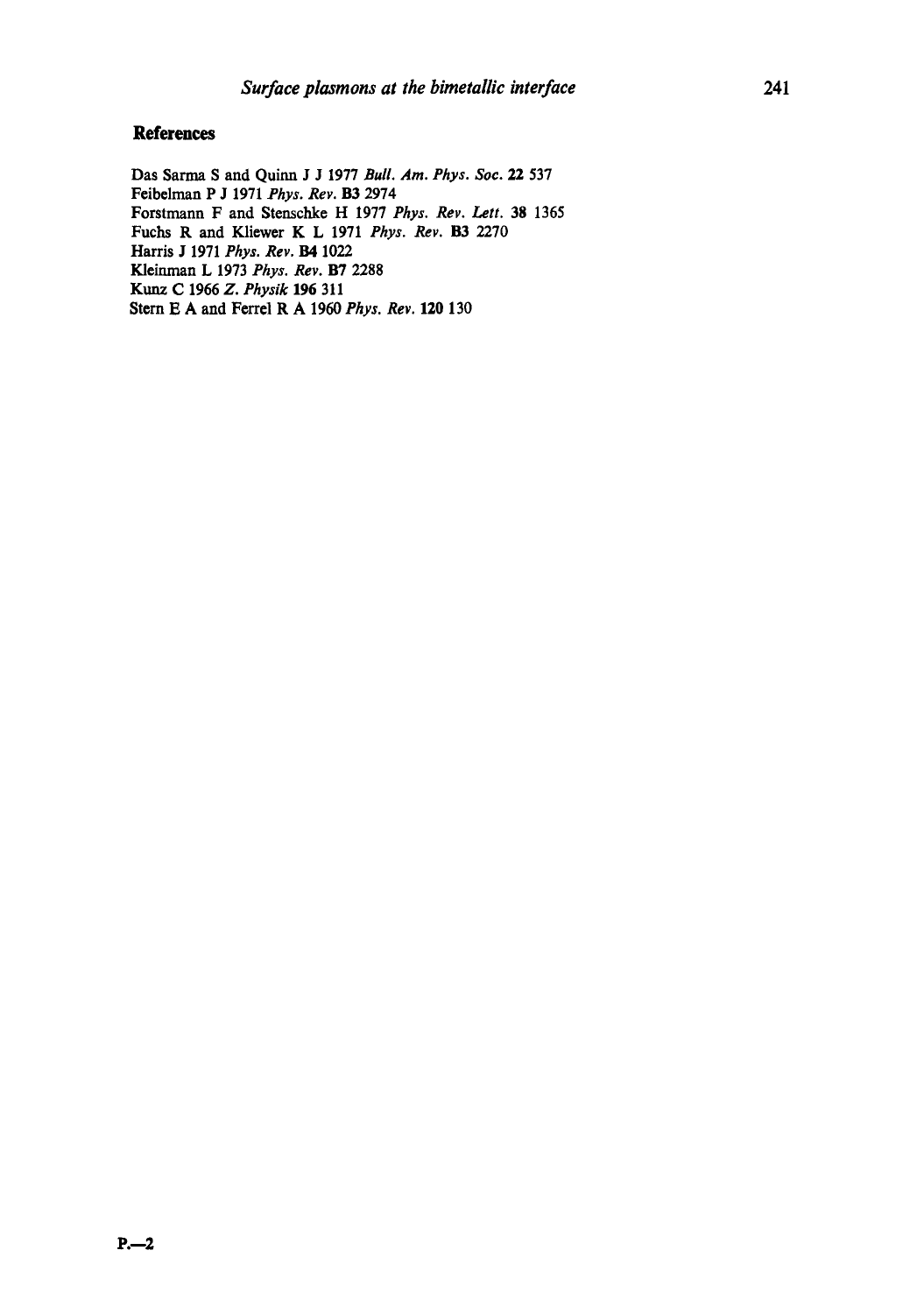## References

Das Sarma S and Quinn J J 1977 *Bull. Am. Phys. Soc.* **22** 537
Feibelman P J 1971 *Phys. Rev.* **B3** 2974
Forstmann F and Stenschke H 1977 *Phys. Rev. Lett.* **38** 1365
Fuchs R and Kliewer K L 1971 *Phys. Rev.* **B3** 2270
Harris J 1971 *Phys. Rev.* **B4** 1022
Kleinman L 1973 *Phys. Rev.* **B7** 2288
Kunz C 1966 *Z. Physik* **196** 311
Stern E A and Ferrel R A 1960 *Phys. Rev.* **120** 130

P.—2